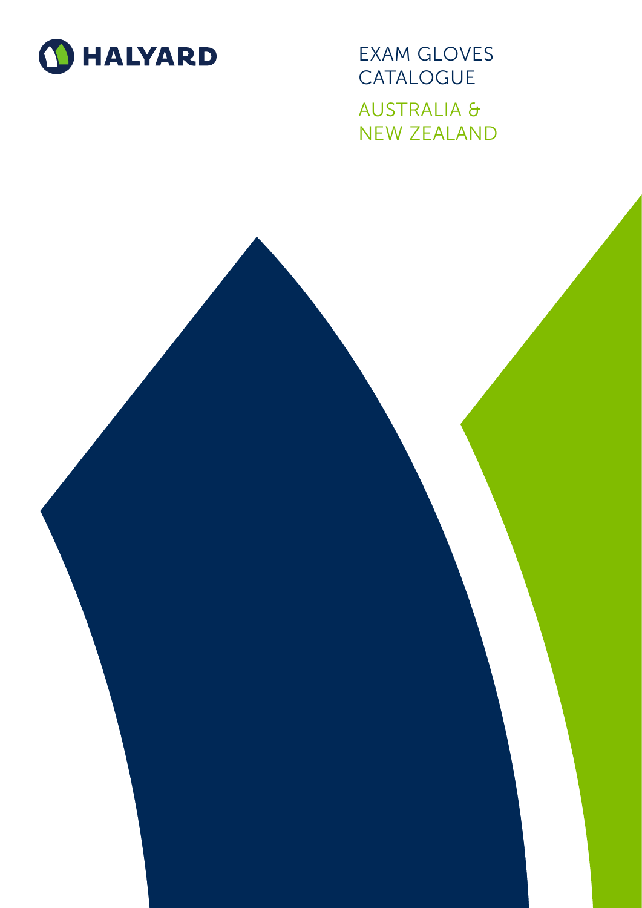HALYARD

# EXAM GLOVES CATALOGUE

## AUSTRALIA & NEW ZEALAND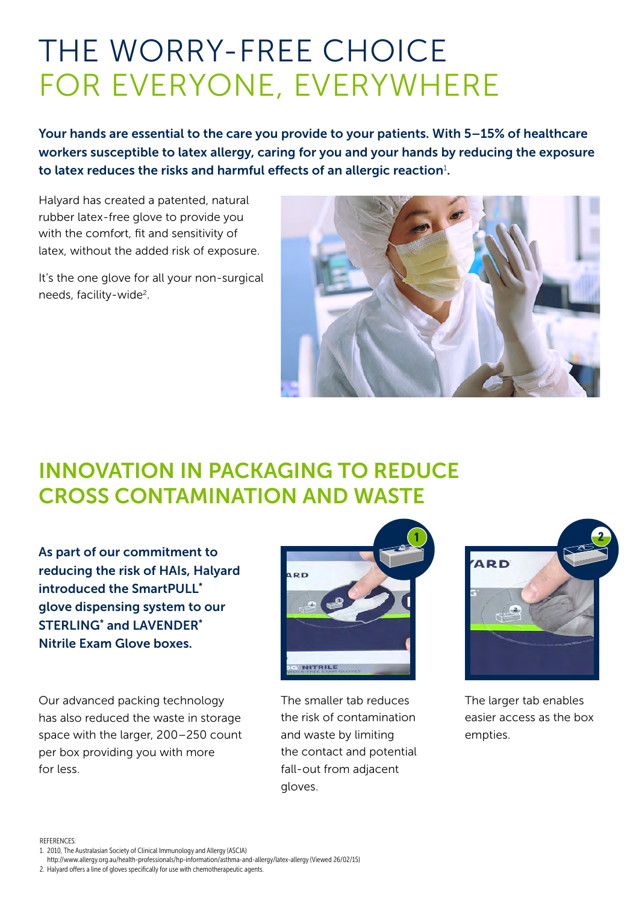# THE WORRY-FREE CHOICE FOR EVERYONE, EVERYWHERE

**Your hands are essential to the care you provide to your patients. With 5–15% of healthcare workers susceptible to latex allergy, caring for you and your hands by reducing the exposure to latex reduces the risks and harmful effects of an allergic reaction[1].**

Halyard has created a patented, natural rubber latex-free glove to provide you with the comfort, fit and sensitivity of latex, without the added risk of exposure.

It's the one glove for all your non-surgical needs, facility-wide[2].

## INNOVATION IN PACKAGING TO REDUCE CROSS CONTAMINATION AND WASTE

**As part of our commitment to reducing the risk of HAIs, Halyard introduced the SmartPULL* glove dispensing system to our STERLING* and LAVENDER* Nitrile Exam Glove boxes.**

Our advanced packing technology has also reduced the waste in storage space with the larger, 200–250 count per box providing you with more for less.

The smaller tab reduces the risk of contamination and waste by limiting the contact and potential fall-out from adjacent gloves.

The larger tab enables easier access as the box empties.

REFERENCES:

1. 2010, The Australasian Society of Clinical Immunology and Allergy (ASCIA) http://www.allergy.org.au/health-professionals/hp-information/asthma-and-allergy/latex-allergy (Viewed 26/02/15)
2. Halyard offers a line of gloves specifically for use with chemotherapeutic agents.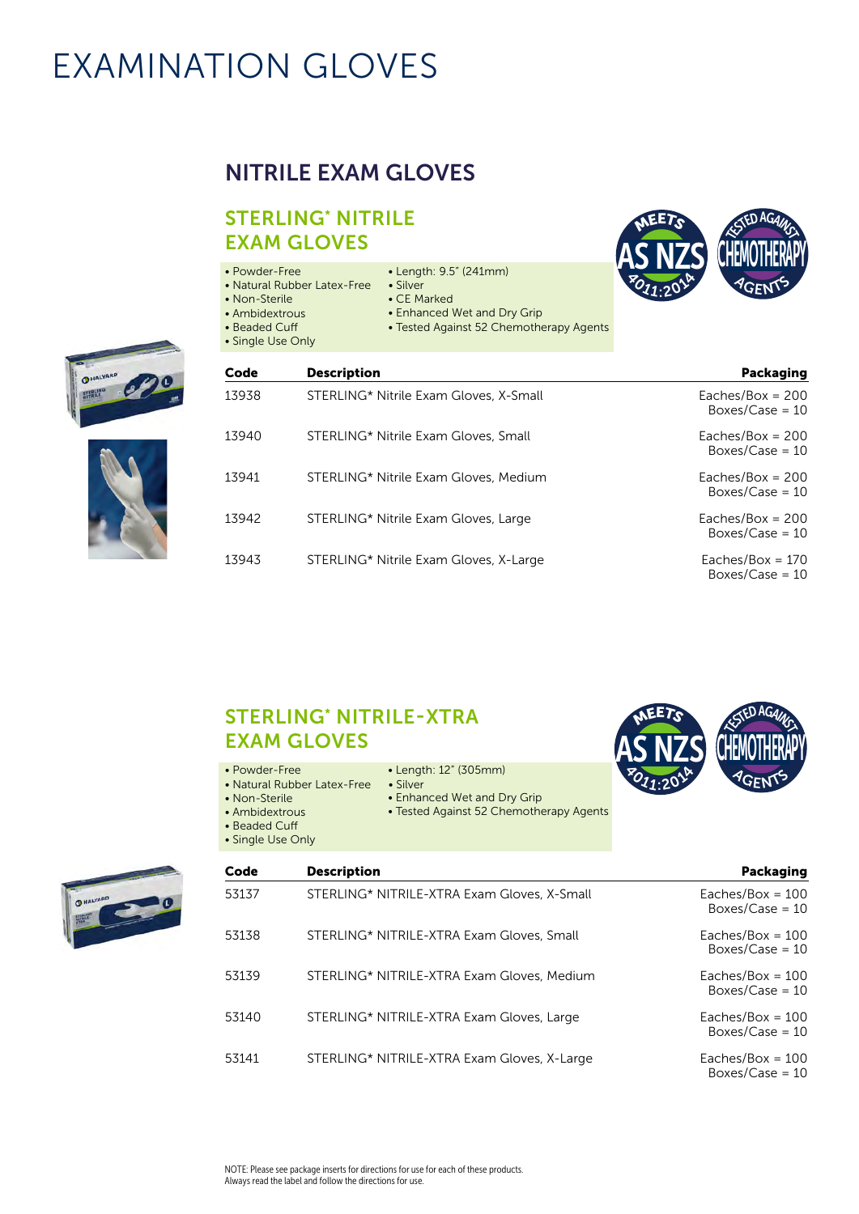# EXAMINATION GLOVES

## NITRILE EXAM GLOVES

### STERLING* NITRILE EXAM GLOVES

- Powder-Free
- Natural Rubber Latex-Free
- Non-Sterile
- Ambidextrous
- Beaded Cuff
- Single Use Only
- Length: 9.5" (241mm)
- Silver
- CE Marked
- Enhanced Wet and Dry Grip
- Tested Against 52 Chemotherapy Agents

MEETS AS NZS 4011:2014

TESTED AGAINST CHEMOTHERAPY AGENTS

| Code | Description | Packaging |
| --- | --- | --- |
| 13938 | STERLING* Nitrile Exam Gloves, X-Small | Eaches/Box = 200<br>Boxes/Case = 10 |
| 13940 | STERLING* Nitrile Exam Gloves, Small | Eaches/Box = 200<br>Boxes/Case = 10 |
| 13941 | STERLING* Nitrile Exam Gloves, Medium | Eaches/Box = 200<br>Boxes/Case = 10 |
| 13942 | STERLING* Nitrile Exam Gloves, Large | Eaches/Box = 200<br>Boxes/Case = 10 |
| 13943 | STERLING* Nitrile Exam Gloves, X-Large | Eaches/Box = 170<br>Boxes/Case = 10 |

### STERLING* NITRILE-XTRA EXAM GLOVES

- Powder-Free
- Natural Rubber Latex-Free
- Non-Sterile
- Ambidextrous
- Beaded Cuff
- Single Use Only
- Length: 12" (305mm)
- Silver
- Enhanced Wet and Dry Grip
- Tested Against 52 Chemotherapy Agents

MEETS AS NZS 4011:2014

TESTED AGAINST CHEMOTHERAPY AGENTS

| Code | Description | Packaging |
| --- | --- | --- |
| 53137 | STERLING* NITRILE-XTRA Exam Gloves, X-Small | Eaches/Box = 100<br>Boxes/Case = 10 |
| 53138 | STERLING* NITRILE-XTRA Exam Gloves, Small | Eaches/Box = 100<br>Boxes/Case = 10 |
| 53139 | STERLING* NITRILE-XTRA Exam Gloves, Medium | Eaches/Box = 100<br>Boxes/Case = 10 |
| 53140 | STERLING* NITRILE-XTRA Exam Gloves, Large | Eaches/Box = 100<br>Boxes/Case = 10 |
| 53141 | STERLING* NITRILE-XTRA Exam Gloves, X-Large | Eaches/Box = 100<br>Boxes/Case = 10 |

NOTE: Please see package inserts for directions for use for each of these products.
Always read the label and follow the directions for use.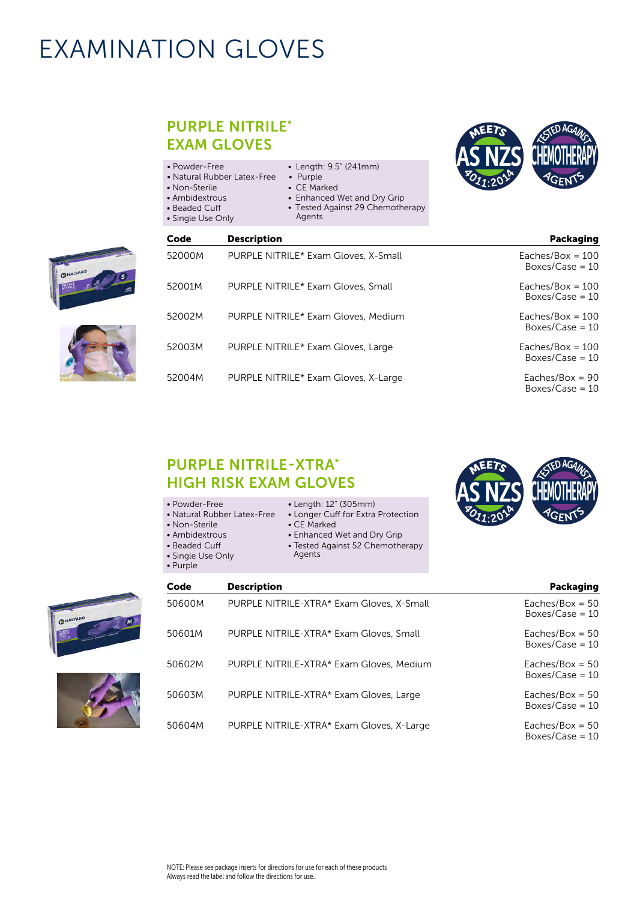# EXAMINATION GLOVES

## PURPLE NITRILE* EXAM GLOVES

- Powder-Free
- Natural Rubber Latex-Free
- Non-Sterile
- Ambidextrous
- Beaded Cuff
- Single Use Only
- Length: 9.5" (241mm)
- Purple
- CE Marked
- Enhanced Wet and Dry Grip
- Tested Against 29 Chemotherapy Agents

MEETS AS NZS 4011:2014

TESTED AGAINST CHEMOTHERAPY AGENTS

| Code | Description | Packaging |
|---|---|---|
| 52000M | PURPLE NITRILE* Exam Gloves, X-Small | Eaches/Box = 100<br>Boxes/Case = 10 |
| 52001M | PURPLE NITRILE* Exam Gloves, Small | Eaches/Box = 100<br>Boxes/Case = 10 |
| 52002M | PURPLE NITRILE* Exam Gloves, Medium | Eaches/Box = 100<br>Boxes/Case = 10 |
| 52003M | PURPLE NITRILE* Exam Gloves, Large | Eaches/Box = 100<br>Boxes/Case = 10 |
| 52004M | PURPLE NITRILE* Exam Gloves, X-Large | Eaches/Box = 90<br>Boxes/Case = 10 |

## PURPLE NITRILE-XTRA* HIGH RISK EXAM GLOVES

- Powder-Free
- Natural Rubber Latex-Free
- Non-Sterile
- Ambidextrous
- Beaded Cuff
- Single Use Only
- Purple
- Length: 12" (305mm)
- Longer Cuff for Extra Protection
- CE Marked
- Enhanced Wet and Dry Grip
- Tested Against 52 Chemotherapy Agents

MEETS AS NZS 4011:2014

TESTED AGAINST CHEMOTHERAPY AGENTS

| Code | Description | Packaging |
|---|---|---|
| 50600M | PURPLE NITRILE-XTRA* Exam Gloves, X-Small | Eaches/Box = 50<br>Boxes/Case = 10 |
| 50601M | PURPLE NITRILE-XTRA* Exam Gloves, Small | Eaches/Box = 50<br>Boxes/Case = 10 |
| 50602M | PURPLE NITRILE-XTRA* Exam Gloves, Medium | Eaches/Box = 50<br>Boxes/Case = 10 |
| 50603M | PURPLE NITRILE-XTRA* Exam Gloves, Large | Eaches/Box = 50<br>Boxes/Case = 10 |
| 50604M | PURPLE NITRILE-XTRA* Exam Gloves, X-Large | Eaches/Box = 50<br>Boxes/Case = 10 |

NOTE: Please see package inserts for directions for use for each of these products
Always read the label and follow the directions for use..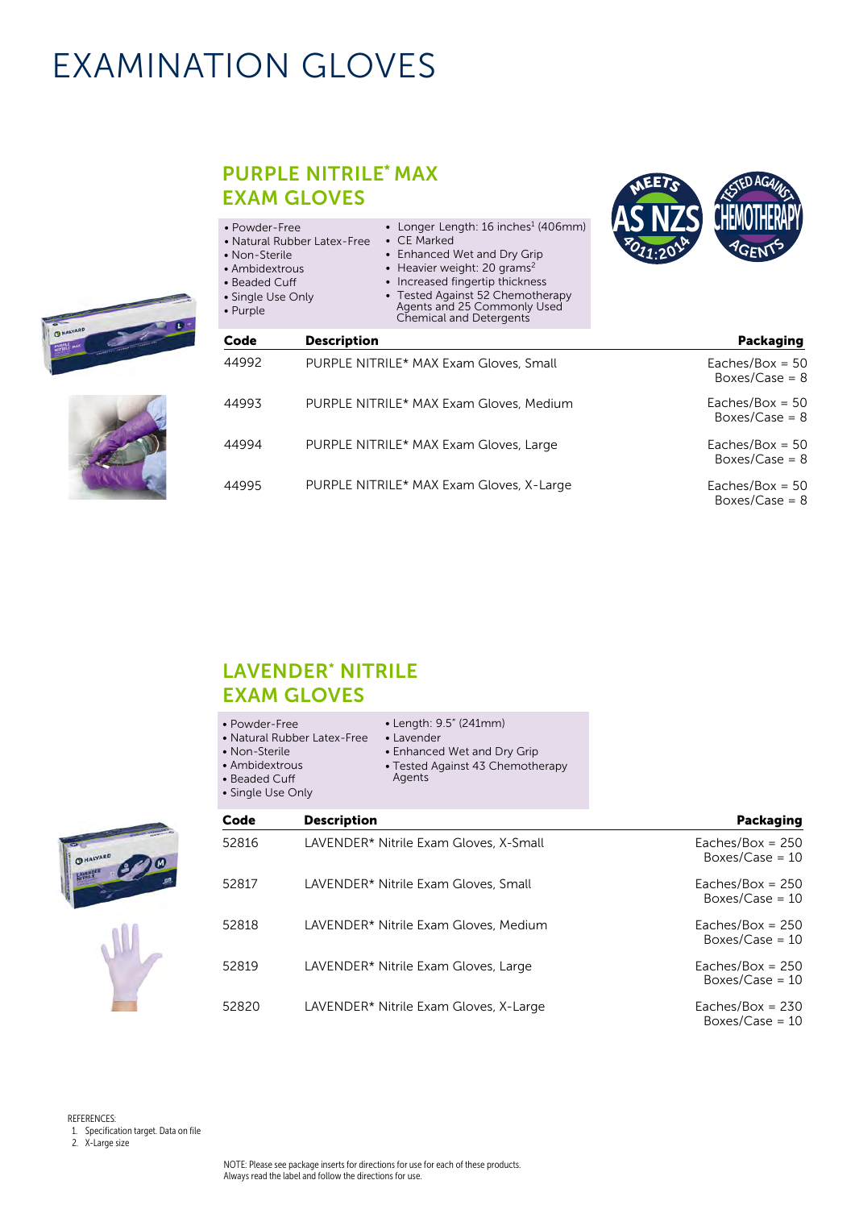# EXAMINATION GLOVES

## PURPLE NITRILE* MAX EXAM GLOVES

- Powder-Free
- Natural Rubber Latex-Free
- Non-Sterile
- Ambidextrous
- Beaded Cuff
- Single Use Only
- Purple
- Longer Length: 16 inches[1] (406mm)
- CE Marked
- Enhanced Wet and Dry Grip
- Heavier weight: 20 grams[2]
- Increased fingertip thickness
- Tested Against 52 Chemotherapy Agents and 25 Commonly Used Chemical and Detergents

MEETS AS NZS 4011:2014

TESTED AGAINST CHEMOTHERAPY AGENTS

| Code | Description | Packaging |
|---|---|---|
| 44992 | PURPLE NITRILE* MAX Exam Gloves, Small | Eaches/Box = 50 Boxes/Case = 8 |
| 44993 | PURPLE NITRILE* MAX Exam Gloves, Medium | Eaches/Box = 50 Boxes/Case = 8 |
| 44994 | PURPLE NITRILE* MAX Exam Gloves, Large | Eaches/Box = 50 Boxes/Case = 8 |
| 44995 | PURPLE NITRILE* MAX Exam Gloves, X-Large | Eaches/Box = 50 Boxes/Case = 8 |

## LAVENDER* NITRILE EXAM GLOVES

- Powder-Free
- Natural Rubber Latex-Free
- Non-Sterile
- Ambidextrous
- Beaded Cuff
- Single Use Only
- Length: 9.5" (241mm)
- Lavender
- Enhanced Wet and Dry Grip
- Tested Against 43 Chemotherapy Agents

| Code | Description | Packaging |
|---|---|---|
| 52816 | LAVENDER* Nitrile Exam Gloves, X-Small | Eaches/Box = 250 Boxes/Case = 10 |
| 52817 | LAVENDER* Nitrile Exam Gloves, Small | Eaches/Box = 250 Boxes/Case = 10 |
| 52818 | LAVENDER* Nitrile Exam Gloves, Medium | Eaches/Box = 250 Boxes/Case = 10 |
| 52819 | LAVENDER* Nitrile Exam Gloves, Large | Eaches/Box = 250 Boxes/Case = 10 |
| 52820 | LAVENDER* Nitrile Exam Gloves, X-Large | Eaches/Box = 230 Boxes/Case = 10 |

REFERENCES:
1. Specification target. Data on file
2. X-Large size

NOTE: Please see package inserts for directions for use for each of these products. Always read the label and follow the directions for use.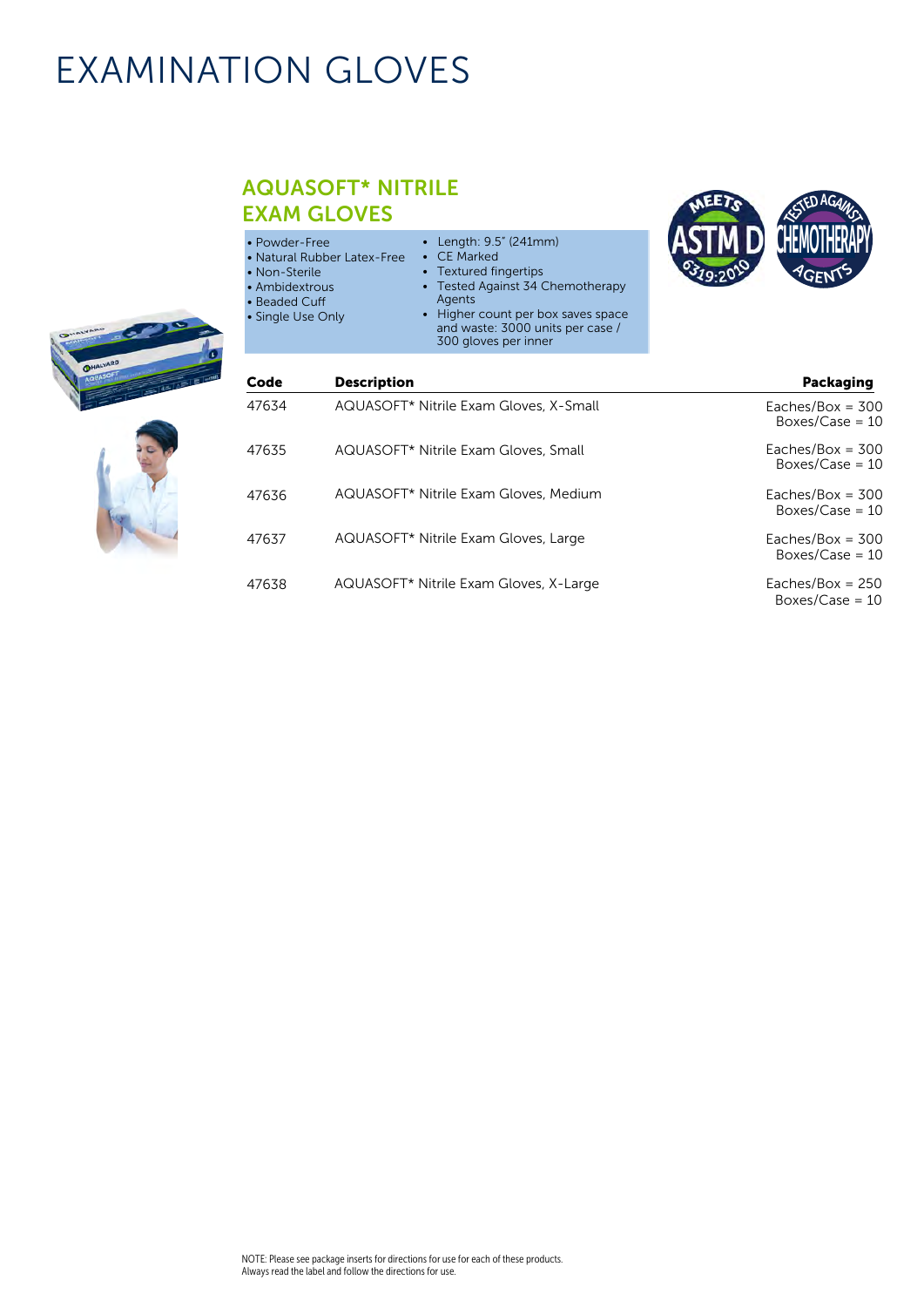# EXAMINATION GLOVES

## AQUASOFT* NITRILE EXAM GLOVES

- Powder-Free
- Natural Rubber Latex-Free
- Non-Sterile
- Ambidextrous
- Beaded Cuff
- Single Use Only
- Length: 9.5" (241mm)
- CE Marked
- Textured fingertips
- Tested Against 34 Chemotherapy Agents
- Higher count per box saves space and waste: 3000 units per case / 300 gloves per inner

| Code | Description | Packaging |
|---|---|---|
| 47634 | AQUASOFT* Nitrile Exam Gloves, X-Small | Eaches/Box = 300<br>Boxes/Case = 10 |
| 47635 | AQUASOFT* Nitrile Exam Gloves, Small | Eaches/Box = 300<br>Boxes/Case = 10 |
| 47636 | AQUASOFT* Nitrile Exam Gloves, Medium | Eaches/Box = 300<br>Boxes/Case = 10 |
| 47637 | AQUASOFT* Nitrile Exam Gloves, Large | Eaches/Box = 300<br>Boxes/Case = 10 |
| 47638 | AQUASOFT* Nitrile Exam Gloves, X-Large | Eaches/Box = 250<br>Boxes/Case = 10 |

NOTE: Please see package inserts for directions for use for each of these products.
Always read the label and follow the directions for use.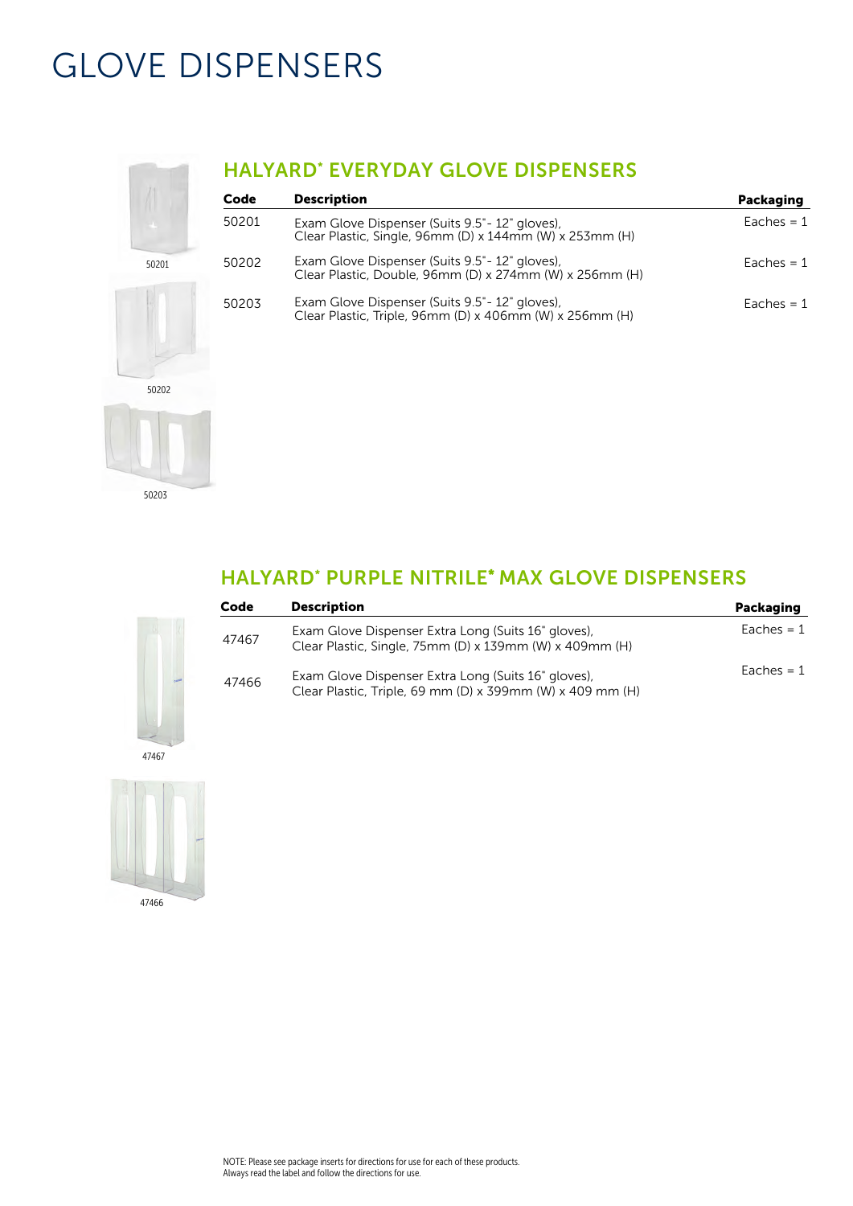# GLOVE DISPENSERS

50201

50202

50203

## HALYARD* EVERYDAY GLOVE DISPENSERS

| Code | Description | Packaging |
|---|---|---|
| 50201 | Exam Glove Dispenser (Suits 9.5"- 12" gloves), Clear Plastic, Single, 96mm (D) x 144mm (W) x 253mm (H) | Eaches = 1 |
| 50202 | Exam Glove Dispenser (Suits 9.5"- 12" gloves), Clear Plastic, Double, 96mm (D) x 274mm (W) x 256mm (H) | Eaches = 1 |
| 50203 | Exam Glove Dispenser (Suits 9.5"- 12" gloves), Clear Plastic, Triple, 96mm (D) x 406mm (W) x 256mm (H) | Eaches = 1 |

## HALYARD* PURPLE NITRILE* MAX GLOVE DISPENSERS

47467

47466

| Code | Description | Packaging |
|---|---|---|
| 47467 | Exam Glove Dispenser Extra Long (Suits 16" gloves), Clear Plastic, Single, 75mm (D) x 139mm (W) x 409mm (H) | Eaches = 1 |
| 47466 | Exam Glove Dispenser Extra Long (Suits 16" gloves), Clear Plastic, Triple, 69 mm (D) x 399mm (W) x 409 mm (H) | Eaches = 1 |

NOTE: Please see package inserts for directions for use for each of these products.
Always read the label and follow the directions for use.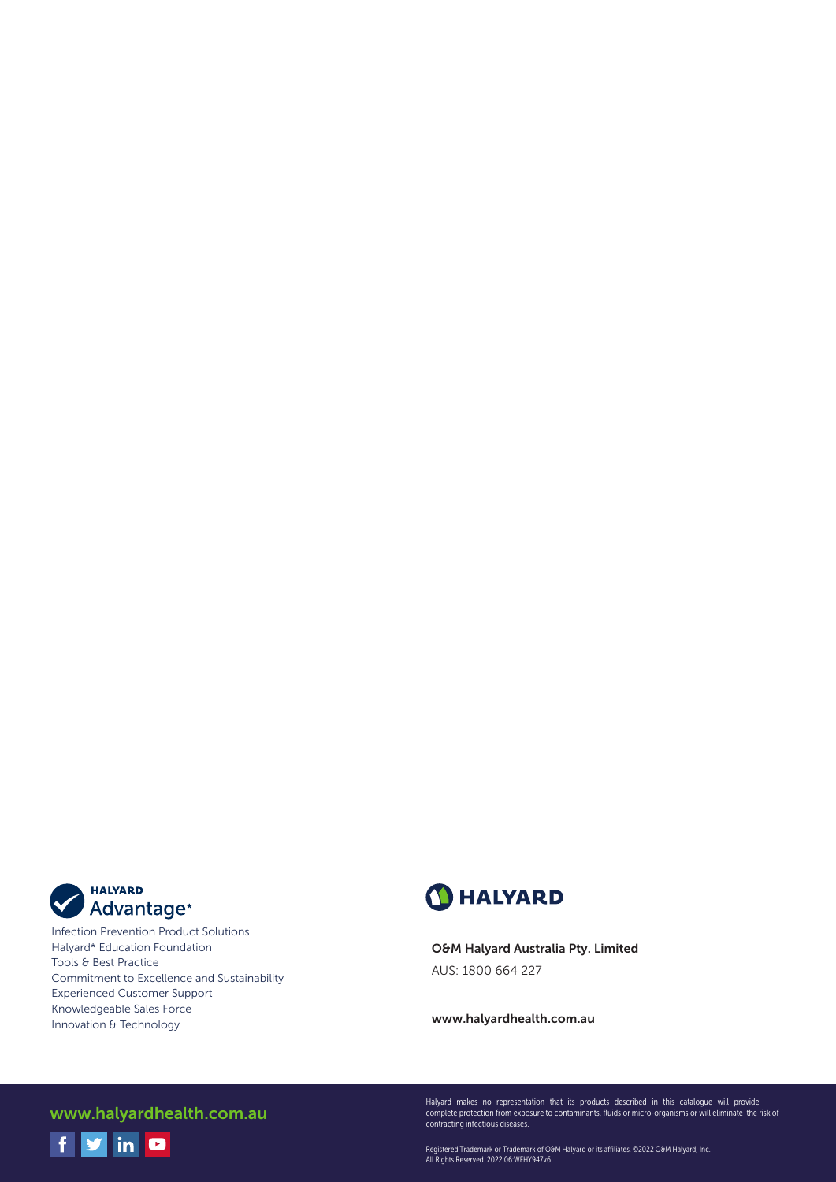HALYARD
Advantage*

Infection Prevention Product Solutions
Halyard* Education Foundation
Tools & Best Practice
Commitment to Excellence and Sustainability
Experienced Customer Support
Knowledgeable Sales Force
Innovation & Technology

HALYARD

**O&M Halyard Australia Pty. Limited**
AUS: 1800 664 227

**www.halyardhealth.com.au**

www.halyardhealth.com.au

Halyard makes no representation that its products described in this catalogue will provide complete protection from exposure to contaminants, fluids or micro-organisms or will eliminate the risk of contracting infectious diseases.

Registered Trademark or Trademark of O&M Halyard or its affiliates. ©2022 O&M Halyard, Inc. All Rights Reserved. 2022:06:WFHY947v6